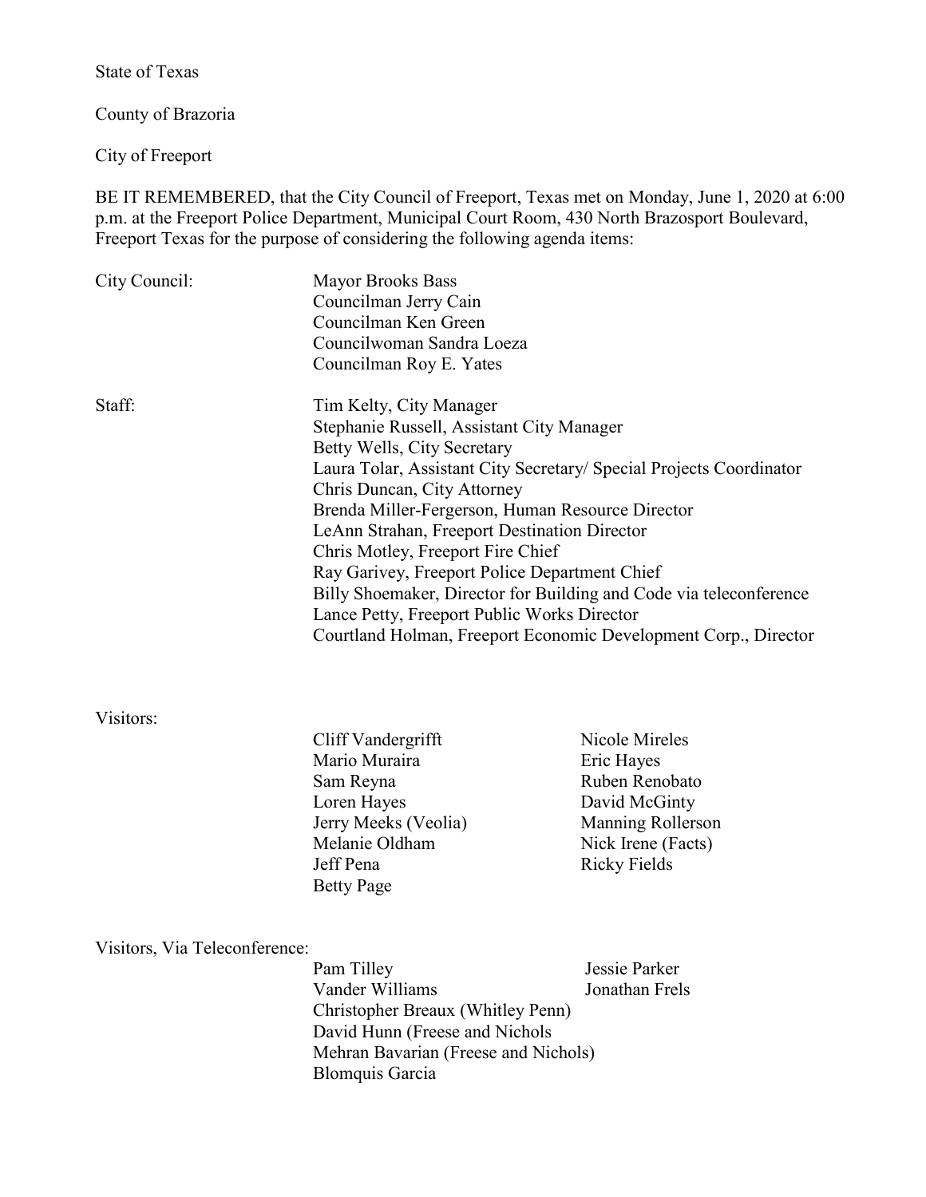State of Texas

County of Brazoria

City of Freeport

BE IT REMEMBERED, that the City Council of Freeport, Texas met on Monday, June 1, 2020 at 6:00 p.m. at the Freeport Police Department, Municipal Court Room, 430 North Brazosport Boulevard, Freeport Texas for the purpose of considering the following agenda items:

City Council:

- Mayor Brooks Bass
- Councilman Jerry Cain
- Councilman Ken Green
- Councilwoman Sandra Loeza
- Councilman Roy E. Yates

Staff:

- Tim Kelty, City Manager
- Stephanie Russell, Assistant City Manager
- Betty Wells, City Secretary
- Laura Tolar, Assistant City Secretary/ Special Projects Coordinator
- Chris Duncan, City Attorney
- Brenda Miller-Fergerson, Human Resource Director
- LeAnn Strahan, Freeport Destination Director
- Chris Motley, Freeport Fire Chief
- Ray Garivey, Freeport Police Department Chief
- Billy Shoemaker, Director for Building and Code via teleconference
- Lance Petty, Freeport Public Works Director
- Courtland Holman, Freeport Economic Development Corp., Director

Visitors:

- Cliff Vandergrifft
- Mario Muraira
- Sam Reyna
- Loren Hayes
- Jerry Meeks (Veolia)
- Melanie Oldham
- Jeff Pena
- Betty Page
- Nicole Mireles
- Eric Hayes
- Ruben Renobato
- David McGinty
- Manning Rollerson
- Nick Irene (Facts)
- Ricky Fields

Visitors, Via Teleconference:

- Pam Tilley
- Vander Williams
- Christopher Breaux (Whitley Penn)
- David Hunn (Freese and Nichols
- Mehran Bavarian (Freese and Nichols)
- Blomquis Garcia
- Jessie Parker
- Jonathan Frels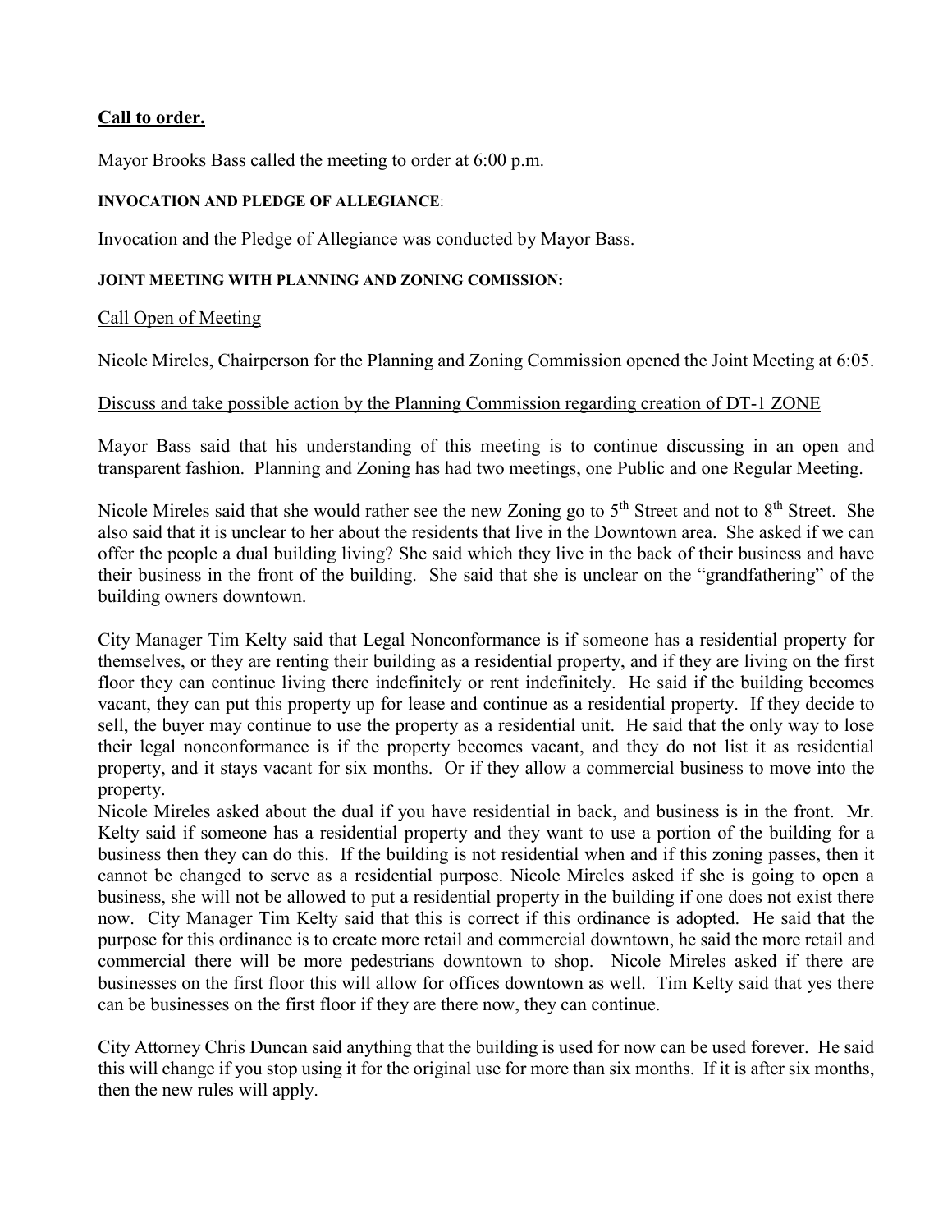## **Call to order.**

Mayor Brooks Bass called the meeting to order at 6:00 p.m.

**INVOCATION AND PLEDGE OF ALLEGIANCE**:

Invocation and the Pledge of Allegiance was conducted by Mayor Bass.

**JOINT MEETING WITH PLANNING AND ZONING COMISSION:**

Call Open of Meeting

Nicole Mireles, Chairperson for the Planning and Zoning Commission opened the Joint Meeting at 6:05.

Discuss and take possible action by the Planning Commission regarding creation of DT-1 ZONE

Mayor Bass said that his understanding of this meeting is to continue discussing in an open and transparent fashion. Planning and Zoning has had two meetings, one Public and one Regular Meeting.

Nicole Mireles said that she would rather see the new Zoning go to 5th Street and not to 8th Street. She also said that it is unclear to her about the residents that live in the Downtown area. She asked if we can offer the people a dual building living? She said which they live in the back of their business and have their business in the front of the building. She said that she is unclear on the "grandfathering" of the building owners downtown.

City Manager Tim Kelty said that Legal Nonconformance is if someone has a residential property for themselves, or they are renting their building as a residential property, and if they are living on the first floor they can continue living there indefinitely or rent indefinitely. He said if the building becomes vacant, they can put this property up for lease and continue as a residential property. If they decide to sell, the buyer may continue to use the property as a residential unit. He said that the only way to lose their legal nonconformance is if the property becomes vacant, and they do not list it as residential property, and it stays vacant for six months. Or if they allow a commercial business to move into the property.

Nicole Mireles asked about the dual if you have residential in back, and business is in the front. Mr. Kelty said if someone has a residential property and they want to use a portion of the building for a business then they can do this. If the building is not residential when and if this zoning passes, then it cannot be changed to serve as a residential purpose. Nicole Mireles asked if she is going to open a business, she will not be allowed to put a residential property in the building if one does not exist there now. City Manager Tim Kelty said that this is correct if this ordinance is adopted. He said that the purpose for this ordinance is to create more retail and commercial downtown, he said the more retail and commercial there will be more pedestrians downtown to shop. Nicole Mireles asked if there are businesses on the first floor this will allow for offices downtown as well. Tim Kelty said that yes there can be businesses on the first floor if they are there now, they can continue.

City Attorney Chris Duncan said anything that the building is used for now can be used forever. He said this will change if you stop using it for the original use for more than six months. If it is after six months, then the new rules will apply.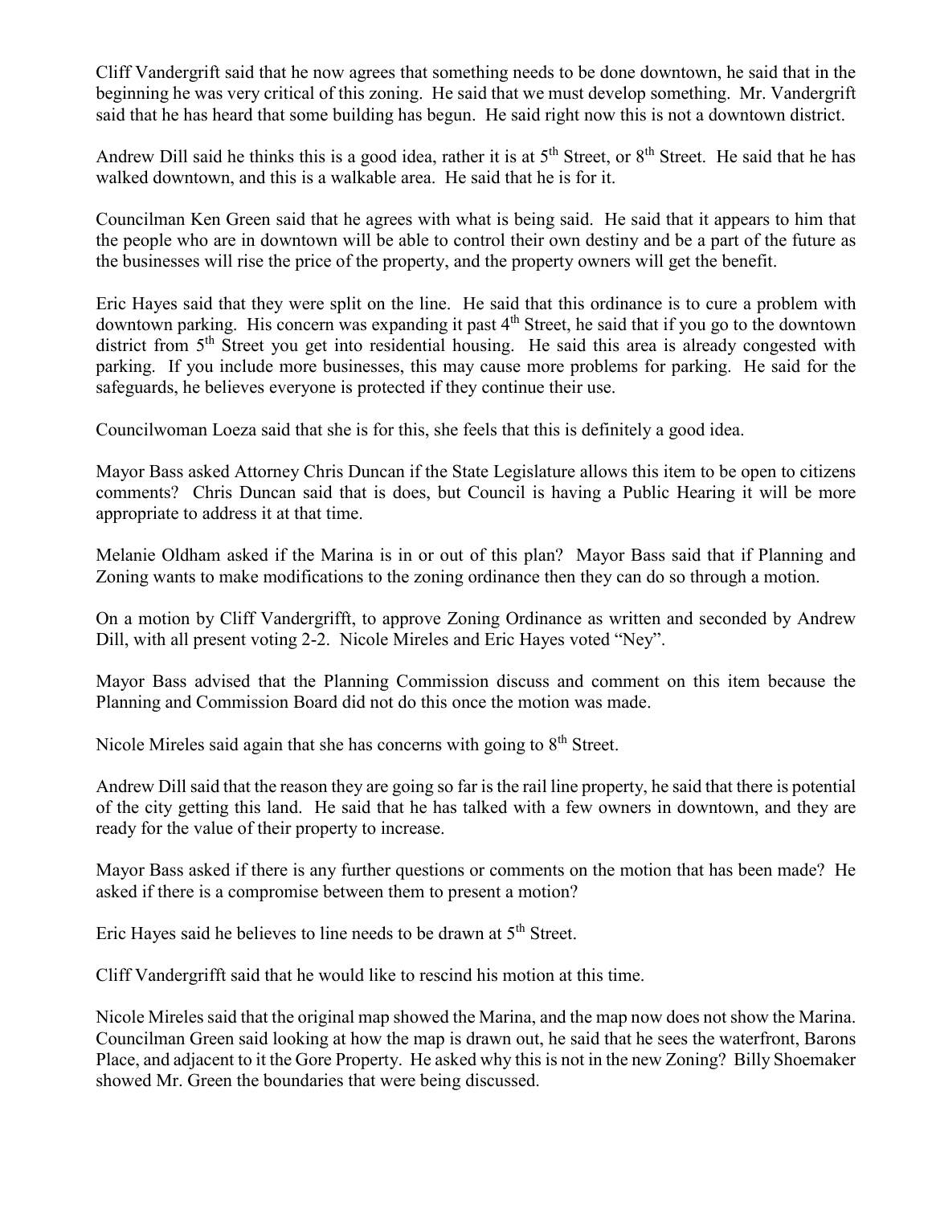Cliff Vandergrift said that he now agrees that something needs to be done downtown, he said that in the beginning he was very critical of this zoning. He said that we must develop something. Mr. Vandergrift said that he has heard that some building has begun. He said right now this is not a downtown district.

Andrew Dill said he thinks this is a good idea, rather it is at 5th Street, or 8th Street. He said that he has walked downtown, and this is a walkable area. He said that he is for it.

Councilman Ken Green said that he agrees with what is being said. He said that it appears to him that the people who are in downtown will be able to control their own destiny and be a part of the future as the businesses will rise the price of the property, and the property owners will get the benefit.

Eric Hayes said that they were split on the line. He said that this ordinance is to cure a problem with downtown parking. His concern was expanding it past 4th Street, he said that if you go to the downtown district from 5th Street you get into residential housing. He said this area is already congested with parking. If you include more businesses, this may cause more problems for parking. He said for the safeguards, he believes everyone is protected if they continue their use.

Councilwoman Loeza said that she is for this, she feels that this is definitely a good idea.

Mayor Bass asked Attorney Chris Duncan if the State Legislature allows this item to be open to citizens comments? Chris Duncan said that is does, but Council is having a Public Hearing it will be more appropriate to address it at that time.

Melanie Oldham asked if the Marina is in or out of this plan? Mayor Bass said that if Planning and Zoning wants to make modifications to the zoning ordinance then they can do so through a motion.

On a motion by Cliff Vandergrifft, to approve Zoning Ordinance as written and seconded by Andrew Dill, with all present voting 2-2. Nicole Mireles and Eric Hayes voted "Ney".

Mayor Bass advised that the Planning Commission discuss and comment on this item because the Planning and Commission Board did not do this once the motion was made.

Nicole Mireles said again that she has concerns with going to 8th Street.

Andrew Dill said that the reason they are going so far is the rail line property, he said that there is potential of the city getting this land. He said that he has talked with a few owners in downtown, and they are ready for the value of their property to increase.

Mayor Bass asked if there is any further questions or comments on the motion that has been made? He asked if there is a compromise between them to present a motion?

Eric Hayes said he believes to line needs to be drawn at 5th Street.

Cliff Vandergrifft said that he would like to rescind his motion at this time.

Nicole Mireles said that the original map showed the Marina, and the map now does not show the Marina. Councilman Green said looking at how the map is drawn out, he said that he sees the waterfront, Barons Place, and adjacent to it the Gore Property. He asked why this is not in the new Zoning? Billy Shoemaker showed Mr. Green the boundaries that were being discussed.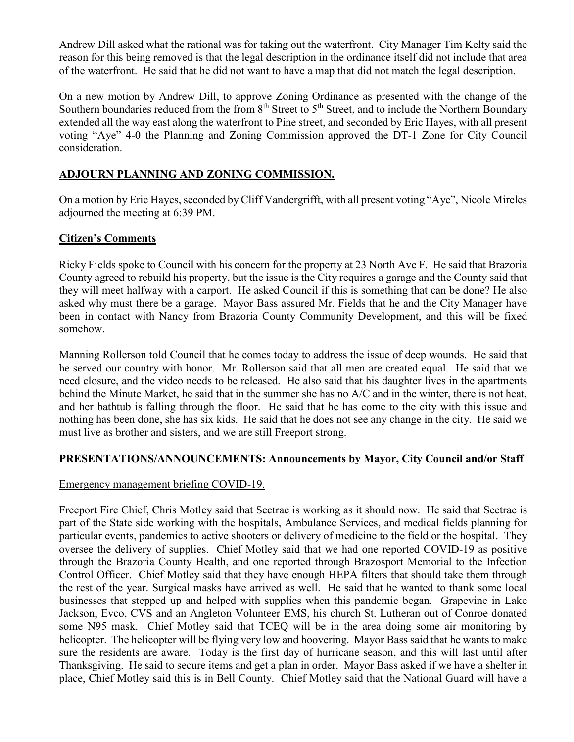Andrew Dill asked what the rational was for taking out the waterfront. City Manager Tim Kelty said the reason for this being removed is that the legal description in the ordinance itself did not include that area of the waterfront. He said that he did not want to have a map that did not match the legal description.

On a new motion by Andrew Dill, to approve Zoning Ordinance as presented with the change of the Southern boundaries reduced from the from 8th Street to 5th Street, and to include the Northern Boundary extended all the way east along the waterfront to Pine street, and seconded by Eric Hayes, with all present voting "Aye" 4-0 the Planning and Zoning Commission approved the DT-1 Zone for City Council consideration.

**ADJOURN PLANNING AND ZONING COMMISSION.**

On a motion by Eric Hayes, seconded by Cliff Vandergrifft, with all present voting "Aye", Nicole Mireles adjourned the meeting at 6:39 PM.

**Citizen's Comments**

Ricky Fields spoke to Council with his concern for the property at 23 North Ave F. He said that Brazoria County agreed to rebuild his property, but the issue is the City requires a garage and the County said that they will meet halfway with a carport. He asked Council if this is something that can be done? He also asked why must there be a garage. Mayor Bass assured Mr. Fields that he and the City Manager have been in contact with Nancy from Brazoria County Community Development, and this will be fixed somehow.

Manning Rollerson told Council that he comes today to address the issue of deep wounds. He said that he served our country with honor. Mr. Rollerson said that all men are created equal. He said that we need closure, and the video needs to be released. He also said that his daughter lives in the apartments behind the Minute Market, he said that in the summer she has no A/C and in the winter, there is not heat, and her bathtub is falling through the floor. He said that he has come to the city with this issue and nothing has been done, she has six kids. He said that he does not see any change in the city. He said we must live as brother and sisters, and we are still Freeport strong.

**PRESENTATIONS/ANNOUNCEMENTS: Announcements by Mayor, City Council and/or Staff**

Emergency management briefing COVID-19.

Freeport Fire Chief, Chris Motley said that Sectrac is working as it should now. He said that Sectrac is part of the State side working with the hospitals, Ambulance Services, and medical fields planning for particular events, pandemics to active shooters or delivery of medicine to the field or the hospital. They oversee the delivery of supplies. Chief Motley said that we had one reported COVID-19 as positive through the Brazoria County Health, and one reported through Brazosport Memorial to the Infection Control Officer. Chief Motley said that they have enough HEPA filters that should take them through the rest of the year. Surgical masks have arrived as well. He said that he wanted to thank some local businesses that stepped up and helped with supplies when this pandemic began. Grapevine in Lake Jackson, Evco, CVS and an Angleton Volunteer EMS, his church St. Lutheran out of Conroe donated some N95 mask. Chief Motley said that TCEQ will be in the area doing some air monitoring by helicopter. The helicopter will be flying very low and hoovering. Mayor Bass said that he wants to make sure the residents are aware. Today is the first day of hurricane season, and this will last until after Thanksgiving. He said to secure items and get a plan in order. Mayor Bass asked if we have a shelter in place, Chief Motley said this is in Bell County. Chief Motley said that the National Guard will have a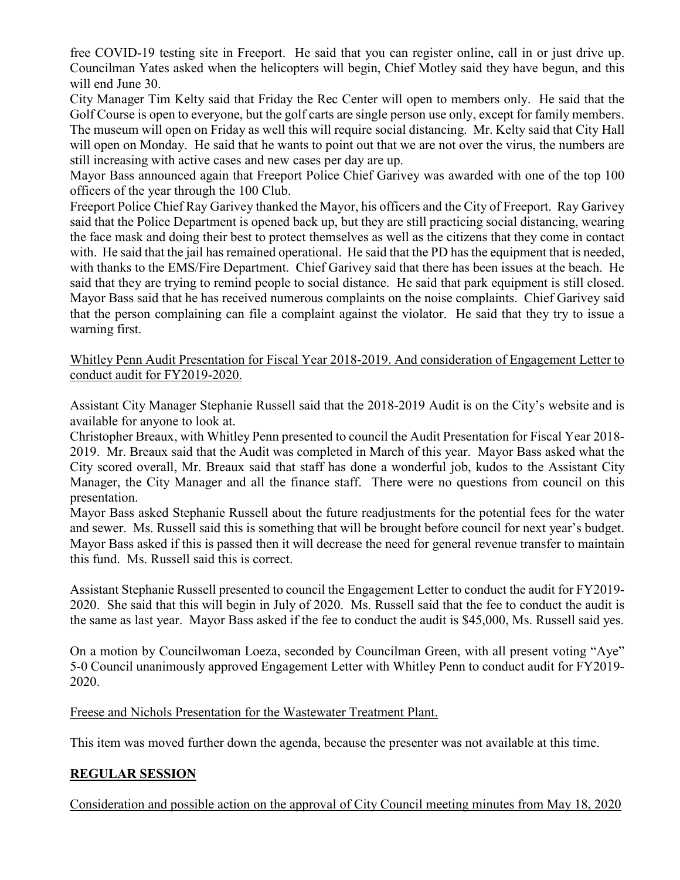free COVID-19 testing site in Freeport. He said that you can register online, call in or just drive up. Councilman Yates asked when the helicopters will begin, Chief Motley said they have begun, and this will end June 30.

City Manager Tim Kelty said that Friday the Rec Center will open to members only. He said that the Golf Course is open to everyone, but the golf carts are single person use only, except for family members. The museum will open on Friday as well this will require social distancing. Mr. Kelty said that City Hall will open on Monday. He said that he wants to point out that we are not over the virus, the numbers are still increasing with active cases and new cases per day are up.

Mayor Bass announced again that Freeport Police Chief Garivey was awarded with one of the top 100 officers of the year through the 100 Club.

Freeport Police Chief Ray Garivey thanked the Mayor, his officers and the City of Freeport. Ray Garivey said that the Police Department is opened back up, but they are still practicing social distancing, wearing the face mask and doing their best to protect themselves as well as the citizens that they come in contact with. He said that the jail has remained operational. He said that the PD has the equipment that is needed, with thanks to the EMS/Fire Department. Chief Garivey said that there has been issues at the beach. He said that they are trying to remind people to social distance. He said that park equipment is still closed. Mayor Bass said that he has received numerous complaints on the noise complaints. Chief Garivey said that the person complaining can file a complaint against the violator. He said that they try to issue a warning first.

Whitley Penn Audit Presentation for Fiscal Year 2018-2019. And consideration of Engagement Letter to conduct audit for FY2019-2020.

Assistant City Manager Stephanie Russell said that the 2018-2019 Audit is on the City's website and is available for anyone to look at.

Christopher Breaux, with Whitley Penn presented to council the Audit Presentation for Fiscal Year 2018-2019. Mr. Breaux said that the Audit was completed in March of this year. Mayor Bass asked what the City scored overall, Mr. Breaux said that staff has done a wonderful job, kudos to the Assistant City Manager, the City Manager and all the finance staff. There were no questions from council on this presentation.

Mayor Bass asked Stephanie Russell about the future readjustments for the potential fees for the water and sewer. Ms. Russell said this is something that will be brought before council for next year's budget. Mayor Bass asked if this is passed then it will decrease the need for general revenue transfer to maintain this fund. Ms. Russell said this is correct.

Assistant Stephanie Russell presented to council the Engagement Letter to conduct the audit for FY2019-2020. She said that this will begin in July of 2020. Ms. Russell said that the fee to conduct the audit is the same as last year. Mayor Bass asked if the fee to conduct the audit is $45,000, Ms. Russell said yes.

On a motion by Councilwoman Loeza, seconded by Councilman Green, with all present voting "Aye" 5-0 Council unanimously approved Engagement Letter with Whitley Penn to conduct audit for FY2019-2020.

Freese and Nichols Presentation for the Wastewater Treatment Plant.

This item was moved further down the agenda, because the presenter was not available at this time.

**REGULAR SESSION**

Consideration and possible action on the approval of City Council meeting minutes from May 18, 2020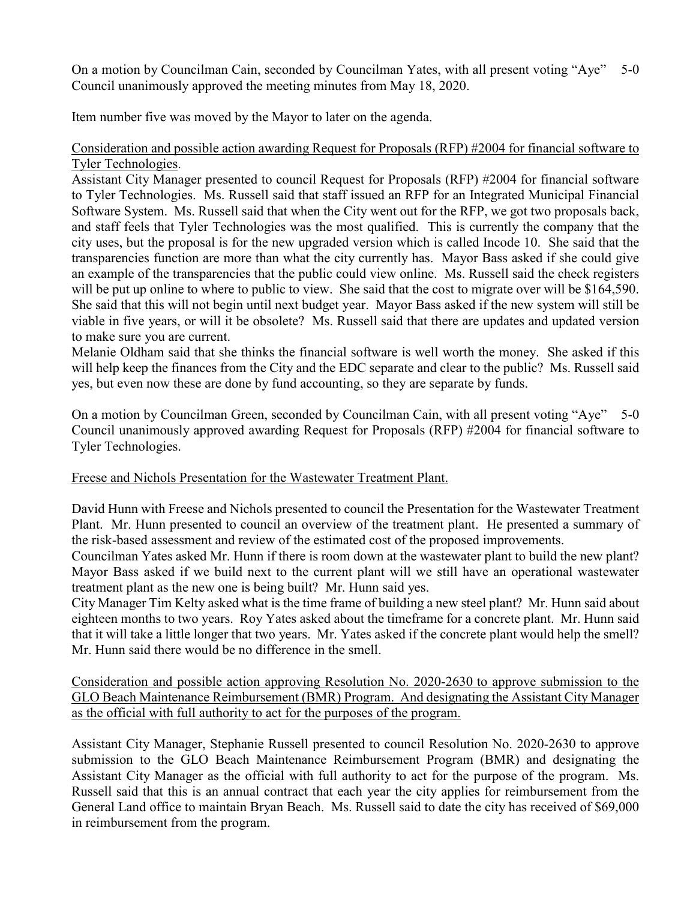On a motion by Councilman Cain, seconded by Councilman Yates, with all present voting "Aye" 5-0 Council unanimously approved the meeting minutes from May 18, 2020.

Item number five was moved by the Mayor to later on the agenda.

<u>Consideration and possible action awarding Request for Proposals (RFP) #2004 for financial software to Tyler Technologies</u>.

Assistant City Manager presented to council Request for Proposals (RFP) #2004 for financial software to Tyler Technologies. Ms. Russell said that staff issued an RFP for an Integrated Municipal Financial Software System. Ms. Russell said that when the City went out for the RFP, we got two proposals back, and staff feels that Tyler Technologies was the most qualified. This is currently the company that the city uses, but the proposal is for the new upgraded version which is called Incode 10. She said that the transparencies function are more than what the city currently has. Mayor Bass asked if she could give an example of the transparencies that the public could view online. Ms. Russell said the check registers will be put up online to where to public to view. She said that the cost to migrate over will be $164,590. She said that this will not begin until next budget year. Mayor Bass asked if the new system will still be viable in five years, or will it be obsolete? Ms. Russell said that there are updates and updated version to make sure you are current.

Melanie Oldham said that she thinks the financial software is well worth the money. She asked if this will help keep the finances from the City and the EDC separate and clear to the public? Ms. Russell said yes, but even now these are done by fund accounting, so they are separate by funds.

On a motion by Councilman Green, seconded by Councilman Cain, with all present voting "Aye" 5-0 Council unanimously approved awarding Request for Proposals (RFP) #2004 for financial software to Tyler Technologies.

<u>Freese and Nichols Presentation for the Wastewater Treatment Plant.</u>

David Hunn with Freese and Nichols presented to council the Presentation for the Wastewater Treatment Plant. Mr. Hunn presented to council an overview of the treatment plant. He presented a summary of the risk-based assessment and review of the estimated cost of the proposed improvements.

Councilman Yates asked Mr. Hunn if there is room down at the wastewater plant to build the new plant? Mayor Bass asked if we build next to the current plant will we still have an operational wastewater treatment plant as the new one is being built? Mr. Hunn said yes.

City Manager Tim Kelty asked what is the time frame of building a new steel plant? Mr. Hunn said about eighteen months to two years. Roy Yates asked about the timeframe for a concrete plant. Mr. Hunn said that it will take a little longer that two years. Mr. Yates asked if the concrete plant would help the smell? Mr. Hunn said there would be no difference in the smell.

<u>Consideration and possible action approving Resolution No. 2020-2630 to approve submission to the GLO Beach Maintenance Reimbursement (BMR) Program. And designating the Assistant City Manager as the official with full authority to act for the purposes of the program.</u>

Assistant City Manager, Stephanie Russell presented to council Resolution No. 2020-2630 to approve submission to the GLO Beach Maintenance Reimbursement Program (BMR) and designating the Assistant City Manager as the official with full authority to act for the purpose of the program. Ms. Russell said that this is an annual contract that each year the city applies for reimbursement from the General Land office to maintain Bryan Beach. Ms. Russell said to date the city has received of $69,000 in reimbursement from the program.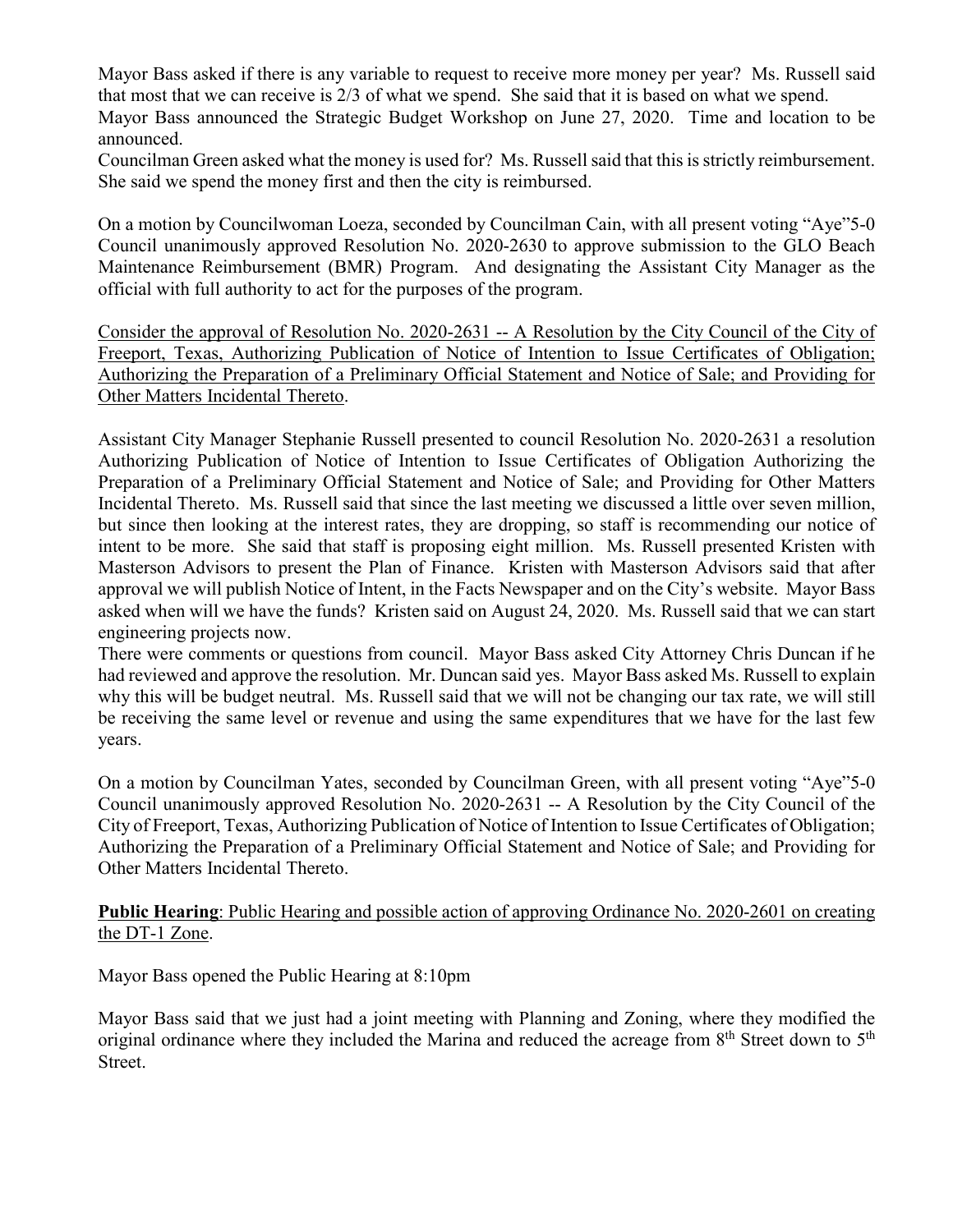Mayor Bass asked if there is any variable to request to receive more money per year? Ms. Russell said that most that we can receive is 2/3 of what we spend. She said that it is based on what we spend.
Mayor Bass announced the Strategic Budget Workshop on June 27, 2020. Time and location to be announced.
Councilman Green asked what the money is used for? Ms. Russell said that this is strictly reimbursement. She said we spend the money first and then the city is reimbursed.

On a motion by Councilwoman Loeza, seconded by Councilman Cain, with all present voting "Aye"5-0 Council unanimously approved Resolution No. 2020-2630 to approve submission to the GLO Beach Maintenance Reimbursement (BMR) Program. And designating the Assistant City Manager as the official with full authority to act for the purposes of the program.

Consider the approval of Resolution No. 2020-2631 -- A Resolution by the City Council of the City of Freeport, Texas, Authorizing Publication of Notice of Intention to Issue Certificates of Obligation; Authorizing the Preparation of a Preliminary Official Statement and Notice of Sale; and Providing for Other Matters Incidental Thereto.

Assistant City Manager Stephanie Russell presented to council Resolution No. 2020-2631 a resolution Authorizing Publication of Notice of Intention to Issue Certificates of Obligation Authorizing the Preparation of a Preliminary Official Statement and Notice of Sale; and Providing for Other Matters Incidental Thereto. Ms. Russell said that since the last meeting we discussed a little over seven million, but since then looking at the interest rates, they are dropping, so staff is recommending our notice of intent to be more. She said that staff is proposing eight million. Ms. Russell presented Kristen with Masterson Advisors to present the Plan of Finance. Kristen with Masterson Advisors said that after approval we will publish Notice of Intent, in the Facts Newspaper and on the City's website. Mayor Bass asked when will we have the funds? Kristen said on August 24, 2020. Ms. Russell said that we can start engineering projects now.
There were comments or questions from council. Mayor Bass asked City Attorney Chris Duncan if he had reviewed and approve the resolution. Mr. Duncan said yes. Mayor Bass asked Ms. Russell to explain why this will be budget neutral. Ms. Russell said that we will not be changing our tax rate, we will still be receiving the same level or revenue and using the same expenditures that we have for the last few years.

On a motion by Councilman Yates, seconded by Councilman Green, with all present voting "Aye"5-0 Council unanimously approved Resolution No. 2020-2631 -- A Resolution by the City Council of the City of Freeport, Texas, Authorizing Publication of Notice of Intention to Issue Certificates of Obligation; Authorizing the Preparation of a Preliminary Official Statement and Notice of Sale; and Providing for Other Matters Incidental Thereto.

**Public Hearing**: Public Hearing and possible action of approving Ordinance No. 2020-2601 on creating the DT-1 Zone.

Mayor Bass opened the Public Hearing at 8:10pm

Mayor Bass said that we just had a joint meeting with Planning and Zoning, where they modified the original ordinance where they included the Marina and reduced the acreage from 8th Street down to 5th Street.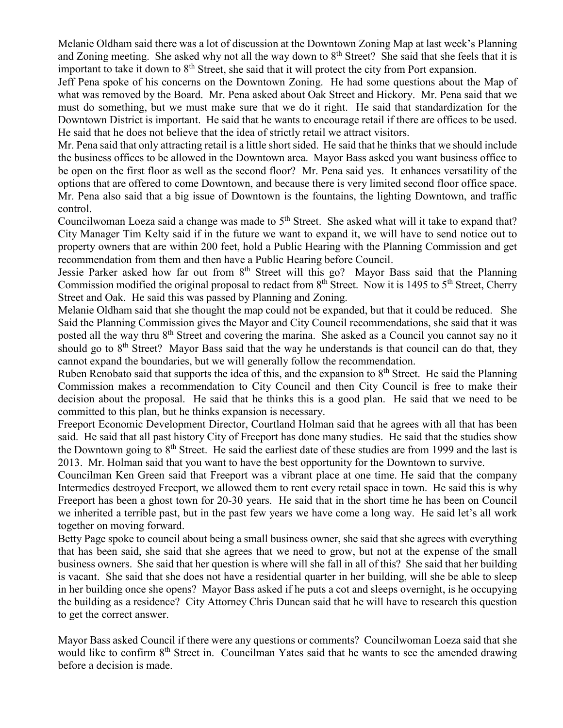Melanie Oldham said there was a lot of discussion at the Downtown Zoning Map at last week's Planning and Zoning meeting. She asked why not all the way down to 8th Street? She said that she feels that it is important to take it down to 8th Street, she said that it will protect the city from Port expansion.

Jeff Pena spoke of his concerns on the Downtown Zoning. He had some questions about the Map of what was removed by the Board. Mr. Pena asked about Oak Street and Hickory. Mr. Pena said that we must do something, but we must make sure that we do it right. He said that standardization for the Downtown District is important. He said that he wants to encourage retail if there are offices to be used. He said that he does not believe that the idea of strictly retail we attract visitors.

Mr. Pena said that only attracting retail is a little short sided. He said that he thinks that we should include the business offices to be allowed in the Downtown area. Mayor Bass asked you want business office to be open on the first floor as well as the second floor? Mr. Pena said yes. It enhances versatility of the options that are offered to come Downtown, and because there is very limited second floor office space. Mr. Pena also said that a big issue of Downtown is the fountains, the lighting Downtown, and traffic control.

Councilwoman Loeza said a change was made to 5th Street. She asked what will it take to expand that? City Manager Tim Kelty said if in the future we want to expand it, we will have to send notice out to property owners that are within 200 feet, hold a Public Hearing with the Planning Commission and get recommendation from them and then have a Public Hearing before Council.

Jessie Parker asked how far out from 8th Street will this go? Mayor Bass said that the Planning Commission modified the original proposal to redact from 8th Street. Now it is 1495 to 5th Street, Cherry Street and Oak. He said this was passed by Planning and Zoning.

Melanie Oldham said that she thought the map could not be expanded, but that it could be reduced. She Said the Planning Commission gives the Mayor and City Council recommendations, she said that it was posted all the way thru 8th Street and covering the marina. She asked as a Council you cannot say no it should go to 8th Street? Mayor Bass said that the way he understands is that council can do that, they cannot expand the boundaries, but we will generally follow the recommendation.

Ruben Renobato said that supports the idea of this, and the expansion to 8th Street. He said the Planning Commission makes a recommendation to City Council and then City Council is free to make their decision about the proposal. He said that he thinks this is a good plan. He said that we need to be committed to this plan, but he thinks expansion is necessary.

Freeport Economic Development Director, Courtland Holman said that he agrees with all that has been said. He said that all past history City of Freeport has done many studies. He said that the studies show the Downtown going to 8th Street. He said the earliest date of these studies are from 1999 and the last is 2013. Mr. Holman said that you want to have the best opportunity for the Downtown to survive.

Councilman Ken Green said that Freeport was a vibrant place at one time. He said that the company Intermedics destroyed Freeport, we allowed them to rent every retail space in town. He said this is why Freeport has been a ghost town for 20-30 years. He said that in the short time he has been on Council we inherited a terrible past, but in the past few years we have come a long way. He said let's all work together on moving forward.

Betty Page spoke to council about being a small business owner, she said that she agrees with everything that has been said, she said that she agrees that we need to grow, but not at the expense of the small business owners. She said that her question is where will she fall in all of this? She said that her building is vacant. She said that she does not have a residential quarter in her building, will she be able to sleep in her building once she opens? Mayor Bass asked if he puts a cot and sleeps overnight, is he occupying the building as a residence? City Attorney Chris Duncan said that he will have to research this question to get the correct answer.

Mayor Bass asked Council if there were any questions or comments? Councilwoman Loeza said that she would like to confirm 8th Street in. Councilman Yates said that he wants to see the amended drawing before a decision is made.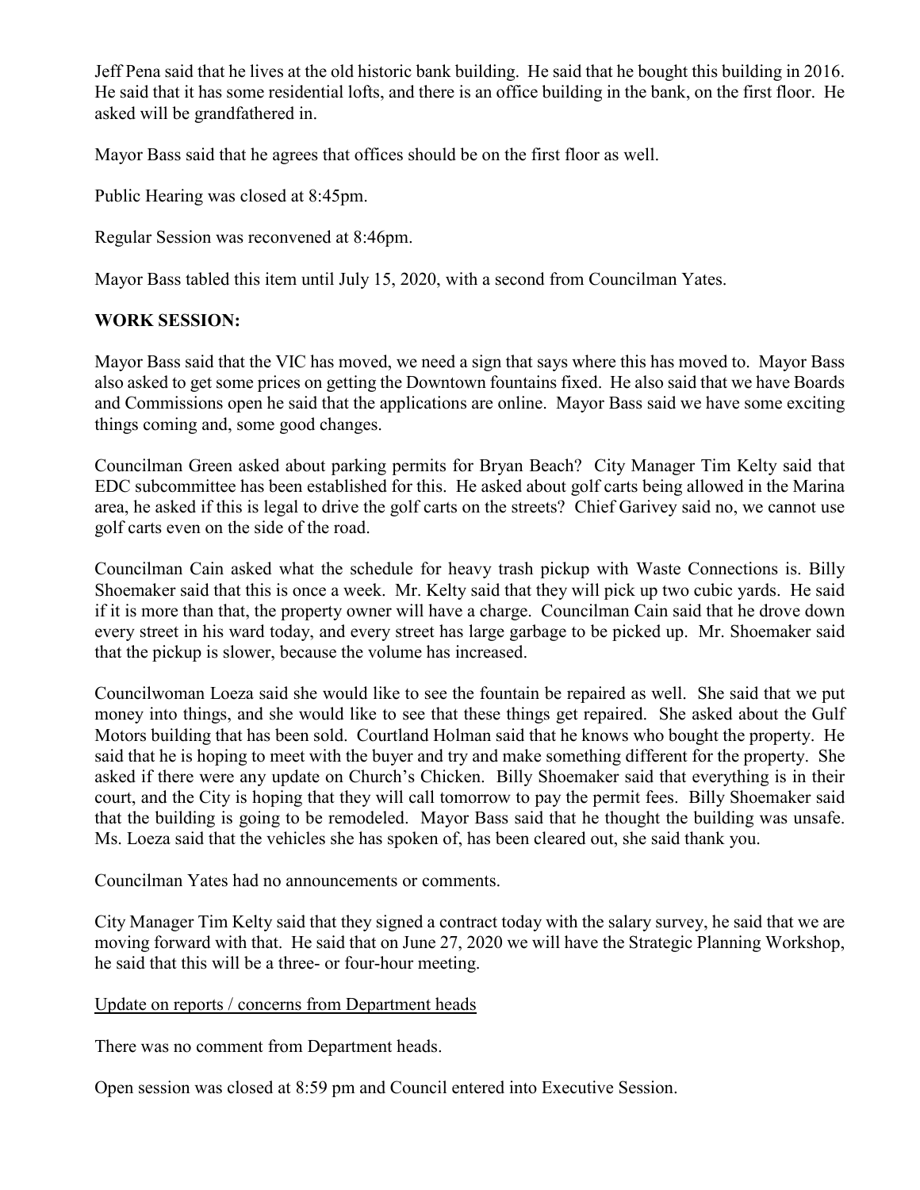Jeff Pena said that he lives at the old historic bank building. He said that he bought this building in 2016. He said that it has some residential lofts, and there is an office building in the bank, on the first floor. He asked will be grandfathered in.

Mayor Bass said that he agrees that offices should be on the first floor as well.

Public Hearing was closed at 8:45pm.

Regular Session was reconvened at 8:46pm.

Mayor Bass tabled this item until July 15, 2020, with a second from Councilman Yates.

**WORK SESSION:**

Mayor Bass said that the VIC has moved, we need a sign that says where this has moved to. Mayor Bass also asked to get some prices on getting the Downtown fountains fixed. He also said that we have Boards and Commissions open he said that the applications are online. Mayor Bass said we have some exciting things coming and, some good changes.

Councilman Green asked about parking permits for Bryan Beach? City Manager Tim Kelty said that EDC subcommittee has been established for this. He asked about golf carts being allowed in the Marina area, he asked if this is legal to drive the golf carts on the streets? Chief Garivey said no, we cannot use golf carts even on the side of the road.

Councilman Cain asked what the schedule for heavy trash pickup with Waste Connections is. Billy Shoemaker said that this is once a week. Mr. Kelty said that they will pick up two cubic yards. He said if it is more than that, the property owner will have a charge. Councilman Cain said that he drove down every street in his ward today, and every street has large garbage to be picked up. Mr. Shoemaker said that the pickup is slower, because the volume has increased.

Councilwoman Loeza said she would like to see the fountain be repaired as well. She said that we put money into things, and she would like to see that these things get repaired. She asked about the Gulf Motors building that has been sold. Courtland Holman said that he knows who bought the property. He said that he is hoping to meet with the buyer and try and make something different for the property. She asked if there were any update on Church's Chicken. Billy Shoemaker said that everything is in their court, and the City is hoping that they will call tomorrow to pay the permit fees. Billy Shoemaker said that the building is going to be remodeled. Mayor Bass said that he thought the building was unsafe. Ms. Loeza said that the vehicles she has spoken of, has been cleared out, she said thank you.

Councilman Yates had no announcements or comments.

City Manager Tim Kelty said that they signed a contract today with the salary survey, he said that we are moving forward with that. He said that on June 27, 2020 we will have the Strategic Planning Workshop, he said that this will be a three- or four-hour meeting.

Update on reports / concerns from Department heads

There was no comment from Department heads.

Open session was closed at 8:59 pm and Council entered into Executive Session.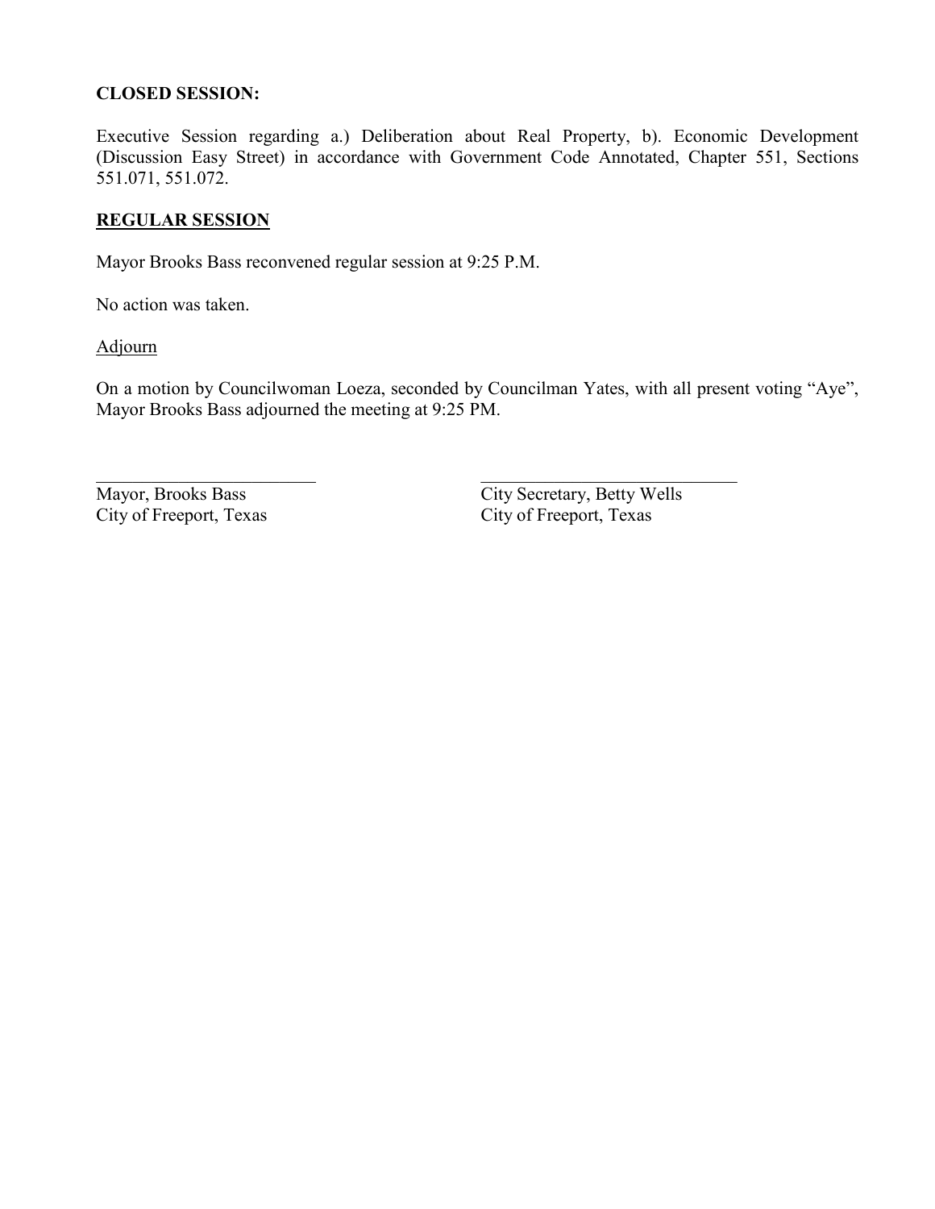**CLOSED SESSION:**

Executive Session regarding a.) Deliberation about Real Property, b). Economic Development (Discussion Easy Street) in accordance with Government Code Annotated, Chapter 551, Sections 551.071, 551.072.

**REGULAR SESSION**

Mayor Brooks Bass reconvened regular session at 9:25 P.M.

No action was taken.

Adjourn

On a motion by Councilwoman Loeza, seconded by Councilman Yates, with all present voting "Aye", Mayor Brooks Bass adjourned the meeting at 9:25 PM.

\_\_\_\_\_\_\_\_\_\_\_\_\_\_\_\_\_\_\_\_\_\_\_\_
Mayor, Brooks Bass
City of Freeport, Texas

\_\_\_\_\_\_\_\_\_\_\_\_\_\_\_\_\_\_\_\_\_\_\_\_\_\_\_\_\_
City Secretary, Betty Wells
City of Freeport, Texas